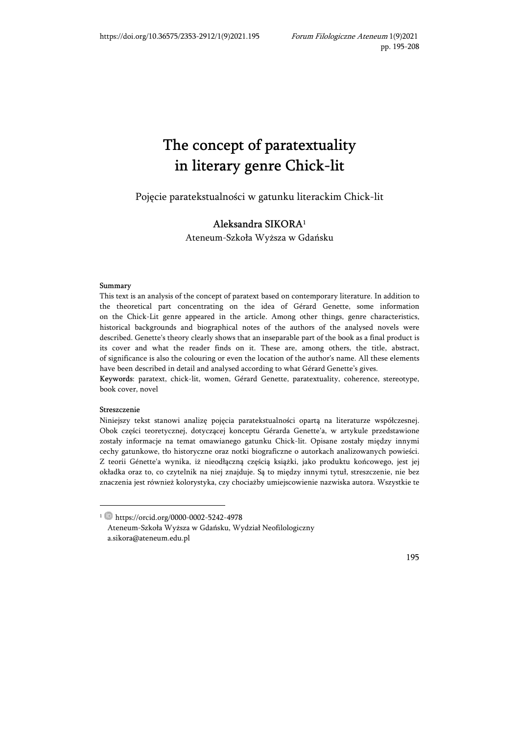# The concept of paratextuality in literary genre Chick-lit

Pojęcie paratekstualności w gatunku literackim Chick-lit

**Aleksandra SIKORA**[1]

Ateneum-Szkoła Wyższa w Gdańsku

**Summary**

This text is an analysis of the concept of paratext based on contemporary literature. In addition to the theoretical part concentrating on the idea of Gérard Genette, some information on the Chick-Lit genre appeared in the article. Among other things, genre characteristics, historical backgrounds and biographical notes of the authors of the analysed novels were described. Genette's theory clearly shows that an inseparable part of the book as a final product is its cover and what the reader finds on it. These are, among others, the title, abstract, of significance is also the colouring or even the location of the author's name. All these elements have been described in detail and analysed according to what Gérard Genette's gives.

**Keywords**: paratext, chick-lit, women, Gérard Genette, paratextuality, coherence, stereotype, book cover, novel

**Streszczenie**

Niniejszy tekst stanowi analizę pojęcia paratekstualności opartą na literaturze współczesnej. Obok części teoretycznej, dotyczącej konceptu Gérarda Genette'a, w artykule przedstawione zostały informacje na temat omawianego gatunku Chick-lit. Opisane zostały między innymi cechy gatunkowe, tło historyczne oraz notki biograficzne o autorkach analizowanych powieści. Z teorii Génette'a wynika, iż nieodłączną częścią książki, jako produktu końcowego, jest jej okładka oraz to, co czytelnik na niej znajduje. Są to między innymi tytuł, streszczenie, nie bez znaczenia jest również kolorystyka, czy chociażby umiejscowienie nazwiska autora. Wszystkie te

---

[1] https://orcid.org/0000-0002-5242-4978
Ateneum-Szkoła Wyższa w Gdańsku, Wydział Neofilologiczny
a.sikora@ateneum.edu.pl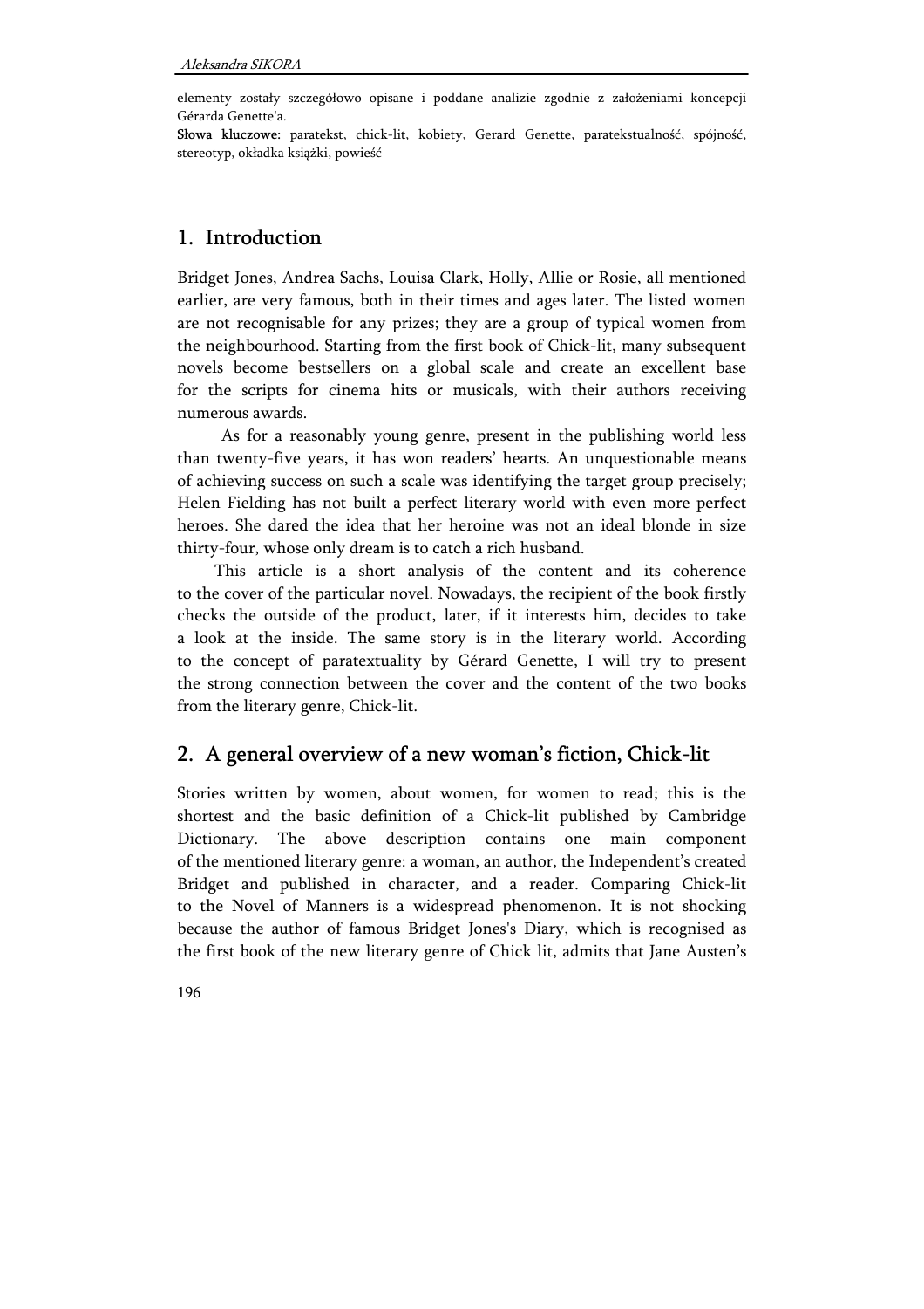elementy zostały szczegółowo opisane i poddane analizie zgodnie z założeniami koncepcji Gérarda Genette'a.

**Słowa kluczowe:** paratekst, chick-lit, kobiety, Gerard Genette, paratekstualność, spójność, stereotyp, okładka książki, powieść

## 1. Introduction

Bridget Jones, Andrea Sachs, Louisa Clark, Holly, Allie or Rosie, all mentioned earlier, are very famous, both in their times and ages later. The listed women are not recognisable for any prizes; they are a group of typical women from the neighbourhood. Starting from the first book of Chick-lit, many subsequent novels become bestsellers on a global scale and create an excellent base for the scripts for cinema hits or musicals, with their authors receiving numerous awards.

As for a reasonably young genre, present in the publishing world less than twenty-five years, it has won readers' hearts. An unquestionable means of achieving success on such a scale was identifying the target group precisely; Helen Fielding has not built a perfect literary world with even more perfect heroes. She dared the idea that her heroine was not an ideal blonde in size thirty-four, whose only dream is to catch a rich husband.

This article is a short analysis of the content and its coherence to the cover of the particular novel. Nowadays, the recipient of the book firstly checks the outside of the product, later, if it interests him, decides to take a look at the inside. The same story is in the literary world. According to the concept of paratextuality by Gérard Genette, I will try to present the strong connection between the cover and the content of the two books from the literary genre, Chick-lit.

## 2. A general overview of a new woman's fiction, Chick-lit

Stories written by women, about women, for women to read; this is the shortest and the basic definition of a Chick-lit published by Cambridge Dictionary. The above description contains one main component of the mentioned literary genre: a woman, an author, the Independent's created Bridget and published in character, and a reader. Comparing Chick-lit to the Novel of Manners is a widespread phenomenon. It is not shocking because the author of famous Bridget Jones's Diary, which is recognised as the first book of the new literary genre of Chick lit, admits that Jane Austen's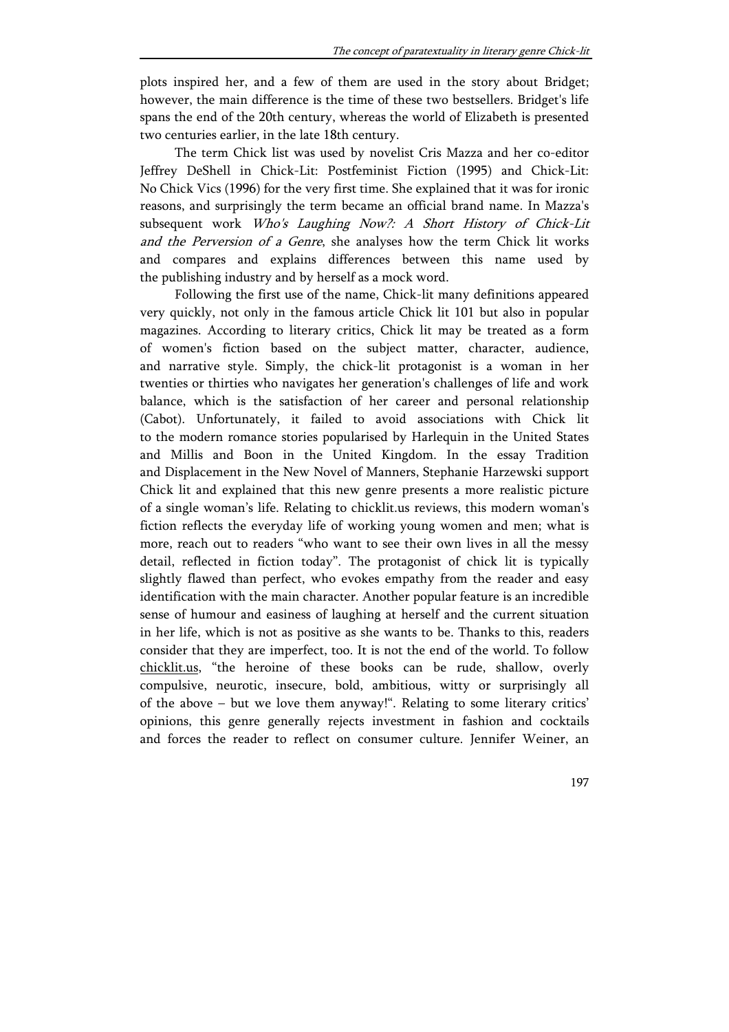plots inspired her, and a few of them are used in the story about Bridget; however, the main difference is the time of these two bestsellers. Bridget's life spans the end of the 20th century, whereas the world of Elizabeth is presented two centuries earlier, in the late 18th century.

The term Chick list was used by novelist Cris Mazza and her co-editor Jeffrey DeShell in Chick-Lit: Postfeminist Fiction (1995) and Chick-Lit: No Chick Vics (1996) for the very first time. She explained that it was for ironic reasons, and surprisingly the term became an official brand name. In Mazza's subsequent work *Who's Laughing Now?: A Short History of Chick-Lit and the Perversion of a Genre*, she analyses how the term Chick lit works and compares and explains differences between this name used by the publishing industry and by herself as a mock word.

Following the first use of the name, Chick-lit many definitions appeared very quickly, not only in the famous article Chick lit 101 but also in popular magazines. According to literary critics, Chick lit may be treated as a form of women's fiction based on the subject matter, character, audience, and narrative style. Simply, the chick-lit protagonist is a woman in her twenties or thirties who navigates her generation's challenges of life and work balance, which is the satisfaction of her career and personal relationship (Cabot). Unfortunately, it failed to avoid associations with Chick lit to the modern romance stories popularised by Harlequin in the United States and Millis and Boon in the United Kingdom. In the essay Tradition and Displacement in the New Novel of Manners, Stephanie Harzewski support Chick lit and explained that this new genre presents a more realistic picture of a single woman's life. Relating to chicklit.us reviews, this modern woman's fiction reflects the everyday life of working young women and men; what is more, reach out to readers "who want to see their own lives in all the messy detail, reflected in fiction today". The protagonist of chick lit is typically slightly flawed than perfect, who evokes empathy from the reader and easy identification with the main character. Another popular feature is an incredible sense of humour and easiness of laughing at herself and the current situation in her life, which is not as positive as she wants to be. Thanks to this, readers consider that they are imperfect, too. It is not the end of the world. To follow chicklit.us, "the heroine of these books can be rude, shallow, overly compulsive, neurotic, insecure, bold, ambitious, witty or surprisingly all of the above – but we love them anyway!". Relating to some literary critics' opinions, this genre generally rejects investment in fashion and cocktails and forces the reader to reflect on consumer culture. Jennifer Weiner, an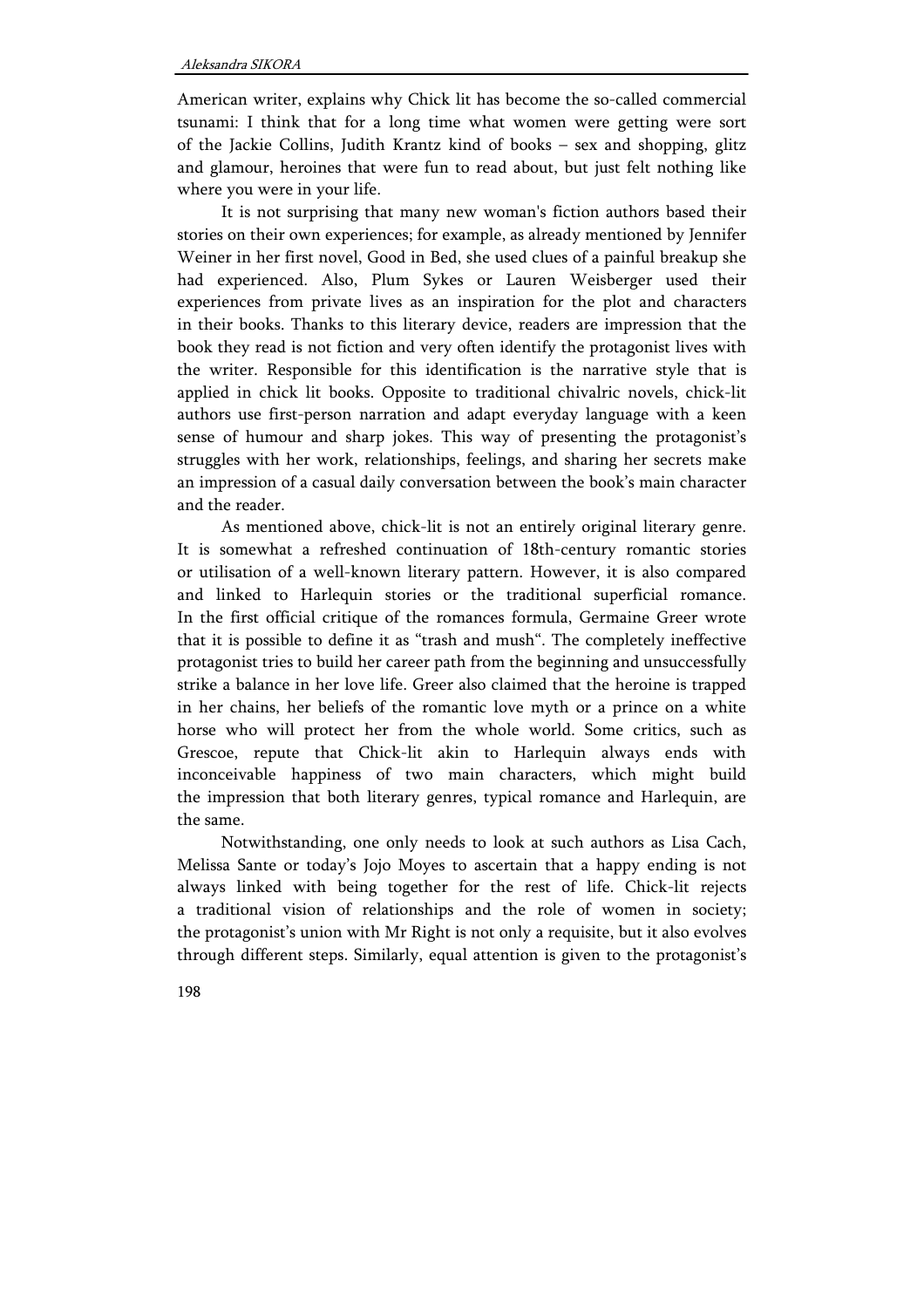American writer, explains why Chick lit has become the so-called commercial tsunami: I think that for a long time what women were getting were sort of the Jackie Collins, Judith Krantz kind of books – sex and shopping, glitz and glamour, heroines that were fun to read about, but just felt nothing like where you were in your life.

It is not surprising that many new woman's fiction authors based their stories on their own experiences; for example, as already mentioned by Jennifer Weiner in her first novel, Good in Bed, she used clues of a painful breakup she had experienced. Also, Plum Sykes or Lauren Weisberger used their experiences from private lives as an inspiration for the plot and characters in their books. Thanks to this literary device, readers are impression that the book they read is not fiction and very often identify the protagonist lives with the writer. Responsible for this identification is the narrative style that is applied in chick lit books. Opposite to traditional chivalric novels, chick-lit authors use first-person narration and adapt everyday language with a keen sense of humour and sharp jokes. This way of presenting the protagonist's struggles with her work, relationships, feelings, and sharing her secrets make an impression of a casual daily conversation between the book's main character and the reader.

As mentioned above, chick-lit is not an entirely original literary genre. It is somewhat a refreshed continuation of 18th-century romantic stories or utilisation of a well-known literary pattern. However, it is also compared and linked to Harlequin stories or the traditional superficial romance. In the first official critique of the romances formula, Germaine Greer wrote that it is possible to define it as "trash and mush". The completely ineffective protagonist tries to build her career path from the beginning and unsuccessfully strike a balance in her love life. Greer also claimed that the heroine is trapped in her chains, her beliefs of the romantic love myth or a prince on a white horse who will protect her from the whole world. Some critics, such as Grescoe, repute that Chick-lit akin to Harlequin always ends with inconceivable happiness of two main characters, which might build the impression that both literary genres, typical romance and Harlequin, are the same.

Notwithstanding, one only needs to look at such authors as Lisa Cach, Melissa Sante or today's Jojo Moyes to ascertain that a happy ending is not always linked with being together for the rest of life. Chick-lit rejects a traditional vision of relationships and the role of women in society; the protagonist's union with Mr Right is not only a requisite, but it also evolves through different steps. Similarly, equal attention is given to the protagonist's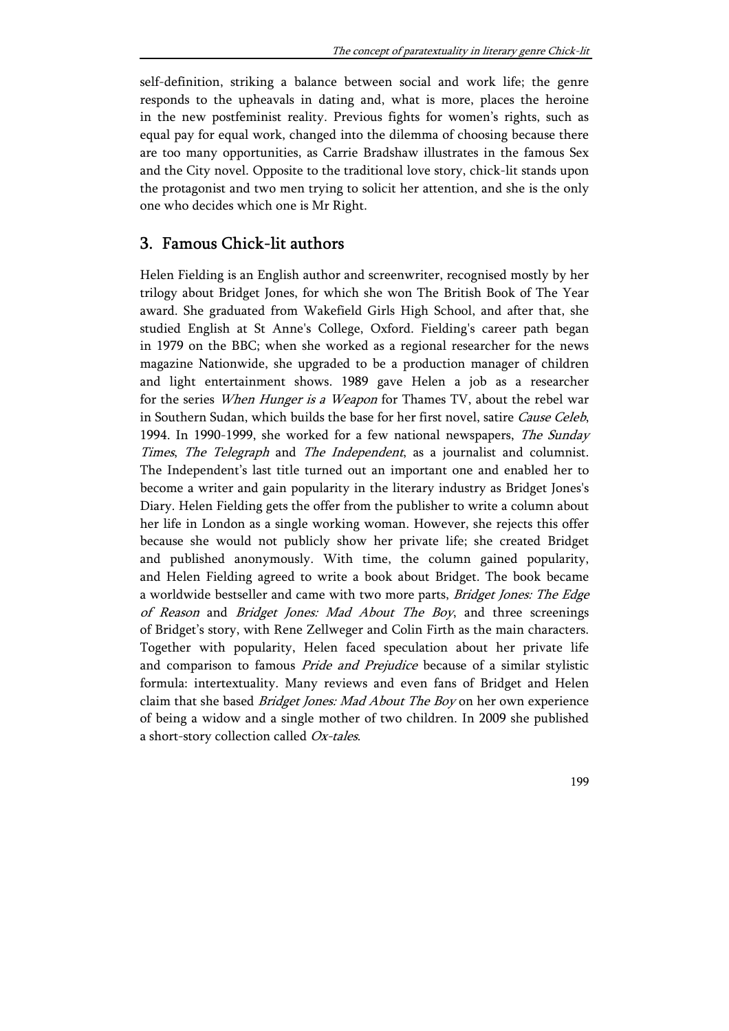self-definition, striking a balance between social and work life; the genre responds to the upheavals in dating and, what is more, places the heroine in the new postfeminist reality. Previous fights for women's rights, such as equal pay for equal work, changed into the dilemma of choosing because there are too many opportunities, as Carrie Bradshaw illustrates in the famous Sex and the City novel. Opposite to the traditional love story, chick-lit stands upon the protagonist and two men trying to solicit her attention, and she is the only one who decides which one is Mr Right.

## 3. Famous Chick-lit authors

Helen Fielding is an English author and screenwriter, recognised mostly by her trilogy about Bridget Jones, for which she won The British Book of The Year award. She graduated from Wakefield Girls High School, and after that, she studied English at St Anne's College, Oxford. Fielding's career path began in 1979 on the BBC; when she worked as a regional researcher for the news magazine Nationwide, she upgraded to be a production manager of children and light entertainment shows. 1989 gave Helen a job as a researcher for the series *When Hunger is a Weapon* for Thames TV, about the rebel war in Southern Sudan, which builds the base for her first novel, satire *Cause Celeb*, 1994. In 1990-1999, she worked for a few national newspapers, *The Sunday Times*, *The Telegraph* and *The Independent*, as a journalist and columnist. The Independent's last title turned out an important one and enabled her to become a writer and gain popularity in the literary industry as Bridget Jones's Diary. Helen Fielding gets the offer from the publisher to write a column about her life in London as a single working woman. However, she rejects this offer because she would not publicly show her private life; she created Bridget and published anonymously. With time, the column gained popularity, and Helen Fielding agreed to write a book about Bridget. The book became a worldwide bestseller and came with two more parts, *Bridget Jones: The Edge of Reason* and *Bridget Jones: Mad About The Boy*, and three screenings of Bridget's story, with Rene Zellweger and Colin Firth as the main characters. Together with popularity, Helen faced speculation about her private life and comparison to famous *Pride and Prejudice* because of a similar stylistic formula: intertextuality. Many reviews and even fans of Bridget and Helen claim that she based *Bridget Jones: Mad About The Boy* on her own experience of being a widow and a single mother of two children. In 2009 she published a short-story collection called *Ox-tales*.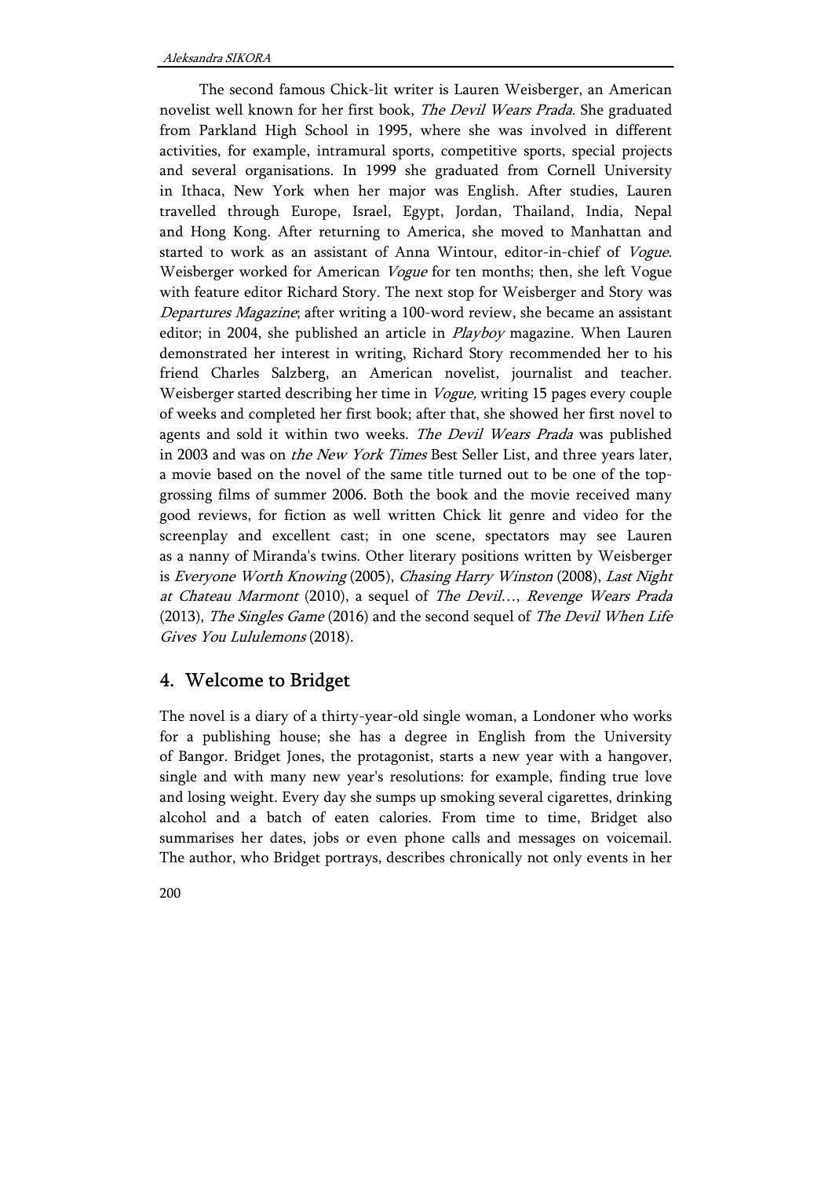The second famous Chick-lit writer is Lauren Weisberger, an American novelist well known for her first book, *The Devil Wears Prada*. She graduated from Parkland High School in 1995, where she was involved in different activities, for example, intramural sports, competitive sports, special projects and several organisations. In 1999 she graduated from Cornell University in Ithaca, New York when her major was English. After studies, Lauren travelled through Europe, Israel, Egypt, Jordan, Thailand, India, Nepal and Hong Kong. After returning to America, she moved to Manhattan and started to work as an assistant of Anna Wintour, editor-in-chief of *Vogue*. Weisberger worked for American *Vogue* for ten months; then, she left Vogue with feature editor Richard Story. The next stop for Weisberger and Story was *Departures Magazine*; after writing a 100-word review, she became an assistant editor; in 2004, she published an article in *Playboy* magazine. When Lauren demonstrated her interest in writing, Richard Story recommended her to his friend Charles Salzberg, an American novelist, journalist and teacher. Weisberger started describing her time in *Vogue,* writing 15 pages every couple of weeks and completed her first book; after that, she showed her first novel to agents and sold it within two weeks. *The Devil Wears Prada* was published in 2003 and was on *the New York Times* Best Seller List, and three years later, a movie based on the novel of the same title turned out to be one of the top-grossing films of summer 2006. Both the book and the movie received many good reviews, for fiction as well written Chick lit genre and video for the screenplay and excellent cast; in one scene, spectators may see Lauren as a nanny of Miranda's twins. Other literary positions written by Weisberger is *Everyone Worth Knowing* (2005), *Chasing Harry Winston* (2008), *Last Night at Chateau Marmont* (2010), a sequel of *The Devil…*, *Revenge Wears Prada* (2013), *The Singles Game* (2016) and the second sequel of *The Devil When Life Gives You Lululemons* (2018).

## 4. Welcome to Bridget

The novel is a diary of a thirty-year-old single woman, a Londoner who works for a publishing house; she has a degree in English from the University of Bangor. Bridget Jones, the protagonist, starts a new year with a hangover, single and with many new year's resolutions: for example, finding true love and losing weight. Every day she sumps up smoking several cigarettes, drinking alcohol and a batch of eaten calories. From time to time, Bridget also summarises her dates, jobs or even phone calls and messages on voicemail. The author, who Bridget portrays, describes chronically not only events in her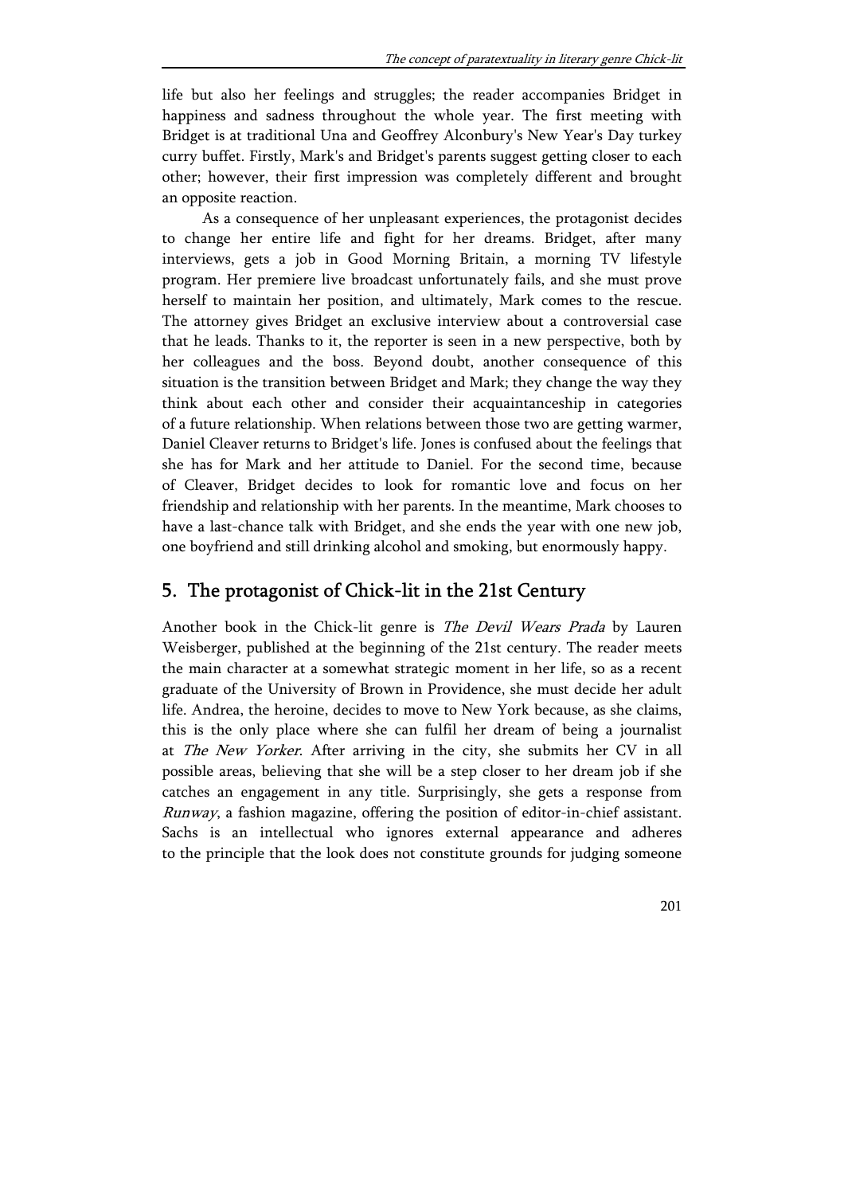life but also her feelings and struggles; the reader accompanies Bridget in happiness and sadness throughout the whole year. The first meeting with Bridget is at traditional Una and Geoffrey Alconbury's New Year's Day turkey curry buffet. Firstly, Mark's and Bridget's parents suggest getting closer to each other; however, their first impression was completely different and brought an opposite reaction.

As a consequence of her unpleasant experiences, the protagonist decides to change her entire life and fight for her dreams. Bridget, after many interviews, gets a job in Good Morning Britain, a morning TV lifestyle program. Her premiere live broadcast unfortunately fails, and she must prove herself to maintain her position, and ultimately, Mark comes to the rescue. The attorney gives Bridget an exclusive interview about a controversial case that he leads. Thanks to it, the reporter is seen in a new perspective, both by her colleagues and the boss. Beyond doubt, another consequence of this situation is the transition between Bridget and Mark; they change the way they think about each other and consider their acquaintanceship in categories of a future relationship. When relations between those two are getting warmer, Daniel Cleaver returns to Bridget's life. Jones is confused about the feelings that she has for Mark and her attitude to Daniel. For the second time, because of Cleaver, Bridget decides to look for romantic love and focus on her friendship and relationship with her parents. In the meantime, Mark chooses to have a last-chance talk with Bridget, and she ends the year with one new job, one boyfriend and still drinking alcohol and smoking, but enormously happy.

## 5. The protagonist of Chick-lit in the 21st Century

Another book in the Chick-lit genre is *The Devil Wears Prada* by Lauren Weisberger, published at the beginning of the 21st century. The reader meets the main character at a somewhat strategic moment in her life, so as a recent graduate of the University of Brown in Providence, she must decide her adult life. Andrea, the heroine, decides to move to New York because, as she claims, this is the only place where she can fulfil her dream of being a journalist at *The New Yorker*. After arriving in the city, she submits her CV in all possible areas, believing that she will be a step closer to her dream job if she catches an engagement in any title. Surprisingly, she gets a response from *Runway*, a fashion magazine, offering the position of editor-in-chief assistant. Sachs is an intellectual who ignores external appearance and adheres to the principle that the look does not constitute grounds for judging someone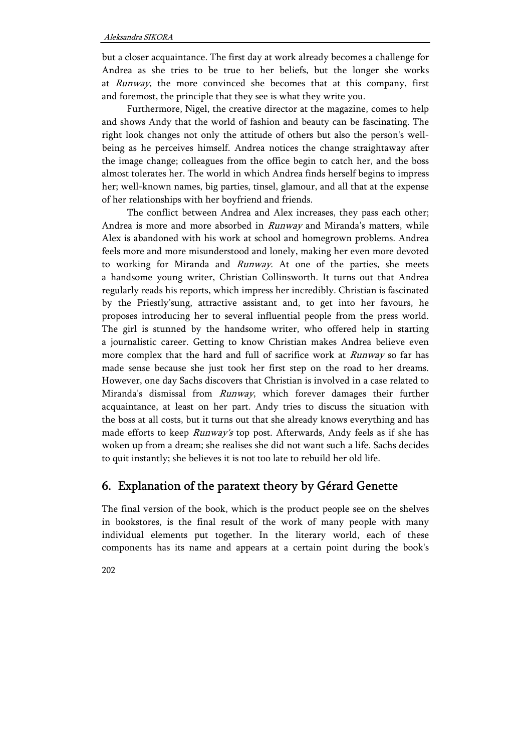but a closer acquaintance. The first day at work already becomes a challenge for Andrea as she tries to be true to her beliefs, but the longer she works at *Runway*, the more convinced she becomes that at this company, first and foremost, the principle that they see is what they write you.

Furthermore, Nigel, the creative director at the magazine, comes to help and shows Andy that the world of fashion and beauty can be fascinating. The right look changes not only the attitude of others but also the person's well-being as he perceives himself. Andrea notices the change straightaway after the image change; colleagues from the office begin to catch her, and the boss almost tolerates her. The world in which Andrea finds herself begins to impress her; well-known names, big parties, tinsel, glamour, and all that at the expense of her relationships with her boyfriend and friends.

The conflict between Andrea and Alex increases, they pass each other; Andrea is more and more absorbed in *Runway* and Miranda's matters, while Alex is abandoned with his work at school and homegrown problems. Andrea feels more and more misunderstood and lonely, making her even more devoted to working for Miranda and *Runway*. At one of the parties, she meets a handsome young writer, Christian Collinsworth. It turns out that Andrea regularly reads his reports, which impress her incredibly. Christian is fascinated by the Priestly'sung, attractive assistant and, to get into her favours, he proposes introducing her to several influential people from the press world. The girl is stunned by the handsome writer, who offered help in starting a journalistic career. Getting to know Christian makes Andrea believe even more complex that the hard and full of sacrifice work at *Runway* so far has made sense because she just took her first step on the road to her dreams. However, one day Sachs discovers that Christian is involved in a case related to Miranda's dismissal from *Runway*, which forever damages their further acquaintance, at least on her part. Andy tries to discuss the situation with the boss at all costs, but it turns out that she already knows everything and has made efforts to keep *Runway's* top post. Afterwards, Andy feels as if she has woken up from a dream; she realises she did not want such a life. Sachs decides to quit instantly; she believes it is not too late to rebuild her old life.

## 6. Explanation of the paratext theory by Gérard Genette

The final version of the book, which is the product people see on the shelves in bookstores, is the final result of the work of many people with many individual elements put together. In the literary world, each of these components has its name and appears at a certain point during the book's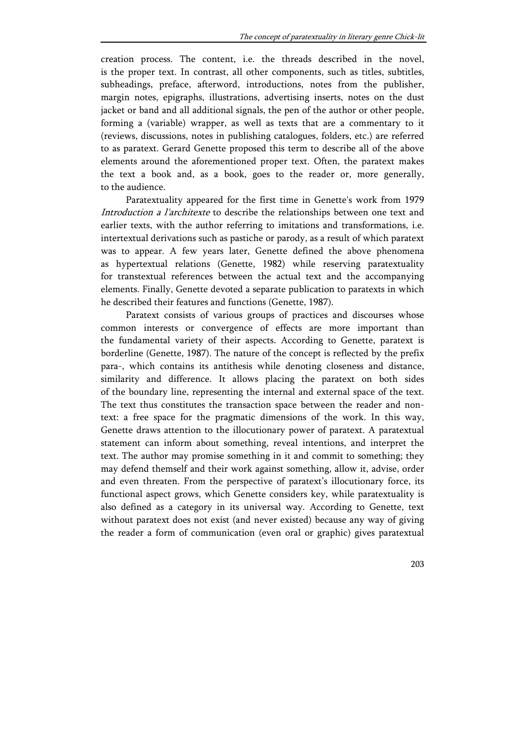creation process. The content, i.e. the threads described in the novel, is the proper text. In contrast, all other components, such as titles, subtitles, subheadings, preface, afterword, introductions, notes from the publisher, margin notes, epigraphs, illustrations, advertising inserts, notes on the dust jacket or band and all additional signals, the pen of the author or other people, forming a (variable) wrapper, as well as texts that are a commentary to it (reviews, discussions, notes in publishing catalogues, folders, etc.) are referred to as paratext. Gerard Genette proposed this term to describe all of the above elements around the aforementioned proper text. Often, the paratext makes the text a book and, as a book, goes to the reader or, more generally, to the audience.

Paratextuality appeared for the first time in Genette's work from 1979 *Introduction a l'architexte* to describe the relationships between one text and earlier texts, with the author referring to imitations and transformations, i.e. intertextual derivations such as pastiche or parody, as a result of which paratext was to appear. A few years later, Genette defined the above phenomena as hypertextual relations (Genette, 1982) while reserving paratextuality for transtextual references between the actual text and the accompanying elements. Finally, Genette devoted a separate publication to paratexts in which he described their features and functions (Genette, 1987).

Paratext consists of various groups of practices and discourses whose common interests or convergence of effects are more important than the fundamental variety of their aspects. According to Genette, paratext is borderline (Genette, 1987). The nature of the concept is reflected by the prefix para-, which contains its antithesis while denoting closeness and distance, similarity and difference. It allows placing the paratext on both sides of the boundary line, representing the internal and external space of the text. The text thus constitutes the transaction space between the reader and non-text: a free space for the pragmatic dimensions of the work. In this way, Genette draws attention to the illocutionary power of paratext. A paratextual statement can inform about something, reveal intentions, and interpret the text. The author may promise something in it and commit to something; they may defend themself and their work against something, allow it, advise, order and even threaten. From the perspective of paratext's illocutionary force, its functional aspect grows, which Genette considers key, while paratextuality is also defined as a category in its universal way. According to Genette, text without paratext does not exist (and never existed) because any way of giving the reader a form of communication (even oral or graphic) gives paratextual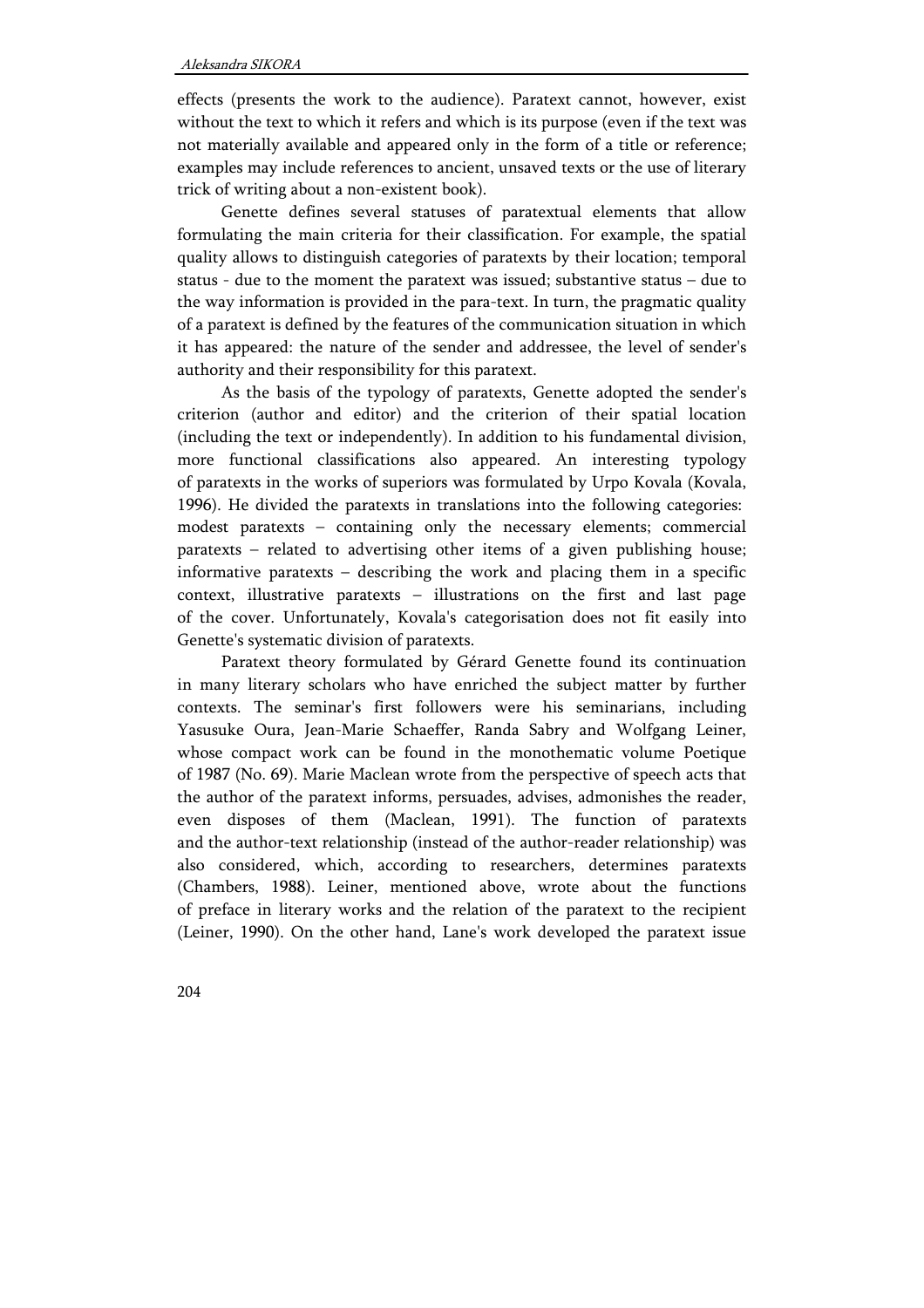effects (presents the work to the audience). Paratext cannot, however, exist without the text to which it refers and which is its purpose (even if the text was not materially available and appeared only in the form of a title or reference; examples may include references to ancient, unsaved texts or the use of literary trick of writing about a non-existent book).

Genette defines several statuses of paratextual elements that allow formulating the main criteria for their classification. For example, the spatial quality allows to distinguish categories of paratexts by their location; temporal status - due to the moment the paratext was issued; substantive status – due to the way information is provided in the para-text. In turn, the pragmatic quality of a paratext is defined by the features of the communication situation in which it has appeared: the nature of the sender and addressee, the level of sender's authority and their responsibility for this paratext.

As the basis of the typology of paratexts, Genette adopted the sender's criterion (author and editor) and the criterion of their spatial location (including the text or independently). In addition to his fundamental division, more functional classifications also appeared. An interesting typology of paratexts in the works of superiors was formulated by Urpo Kovala (Kovala, 1996). He divided the paratexts in translations into the following categories: modest paratexts – containing only the necessary elements; commercial paratexts – related to advertising other items of a given publishing house; informative paratexts – describing the work and placing them in a specific context, illustrative paratexts – illustrations on the first and last page of the cover. Unfortunately, Kovala's categorisation does not fit easily into Genette's systematic division of paratexts.

Paratext theory formulated by Gérard Genette found its continuation in many literary scholars who have enriched the subject matter by further contexts. The seminar's first followers were his seminarians, including Yasusuke Oura, Jean-Marie Schaeffer, Randa Sabry and Wolfgang Leiner, whose compact work can be found in the monothematic volume Poetique of 1987 (No. 69). Marie Maclean wrote from the perspective of speech acts that the author of the paratext informs, persuades, advises, admonishes the reader, even disposes of them (Maclean, 1991). The function of paratexts and the author-text relationship (instead of the author-reader relationship) was also considered, which, according to researchers, determines paratexts (Chambers, 1988). Leiner, mentioned above, wrote about the functions of preface in literary works and the relation of the paratext to the recipient (Leiner, 1990). On the other hand, Lane's work developed the paratext issue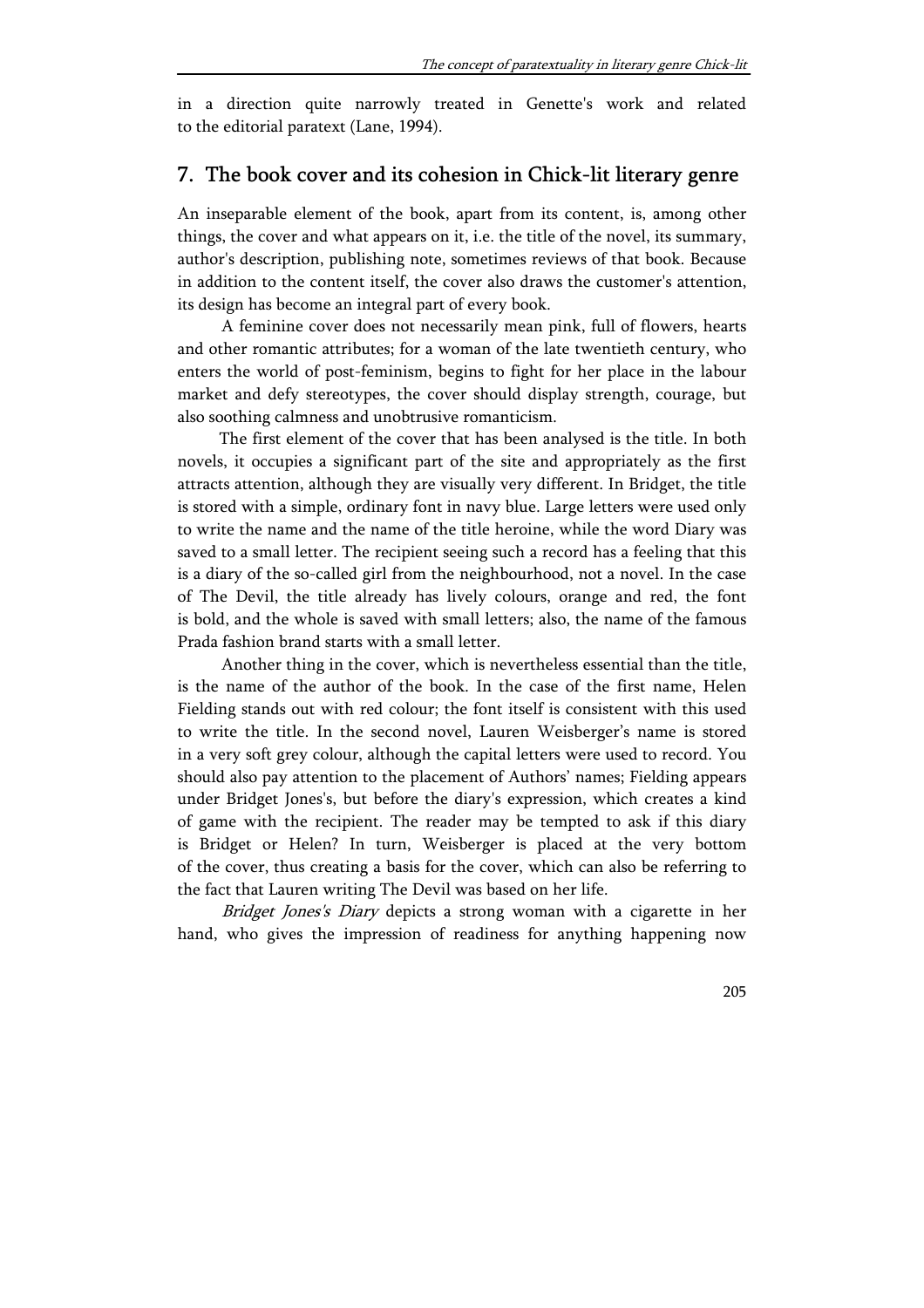in a direction quite narrowly treated in Genette's work and related to the editorial paratext (Lane, 1994).

## 7. The book cover and its cohesion in Chick-lit literary genre

An inseparable element of the book, apart from its content, is, among other things, the cover and what appears on it, i.e. the title of the novel, its summary, author's description, publishing note, sometimes reviews of that book. Because in addition to the content itself, the cover also draws the customer's attention, its design has become an integral part of every book.

A feminine cover does not necessarily mean pink, full of flowers, hearts and other romantic attributes; for a woman of the late twentieth century, who enters the world of post-feminism, begins to fight for her place in the labour market and defy stereotypes, the cover should display strength, courage, but also soothing calmness and unobtrusive romanticism.

The first element of the cover that has been analysed is the title. In both novels, it occupies a significant part of the site and appropriately as the first attracts attention, although they are visually very different. In Bridget, the title is stored with a simple, ordinary font in navy blue. Large letters were used only to write the name and the name of the title heroine, while the word Diary was saved to a small letter. The recipient seeing such a record has a feeling that this is a diary of the so-called girl from the neighbourhood, not a novel. In the case of The Devil, the title already has lively colours, orange and red, the font is bold, and the whole is saved with small letters; also, the name of the famous Prada fashion brand starts with a small letter.

Another thing in the cover, which is nevertheless essential than the title, is the name of the author of the book. In the case of the first name, Helen Fielding stands out with red colour; the font itself is consistent with this used to write the title. In the second novel, Lauren Weisberger's name is stored in a very soft grey colour, although the capital letters were used to record. You should also pay attention to the placement of Authors' names; Fielding appears under Bridget Jones's, but before the diary's expression, which creates a kind of game with the recipient. The reader may be tempted to ask if this diary is Bridget or Helen? In turn, Weisberger is placed at the very bottom of the cover, thus creating a basis for the cover, which can also be referring to the fact that Lauren writing The Devil was based on her life.

*Bridget Jones's Diary* depicts a strong woman with a cigarette in her hand, who gives the impression of readiness for anything happening now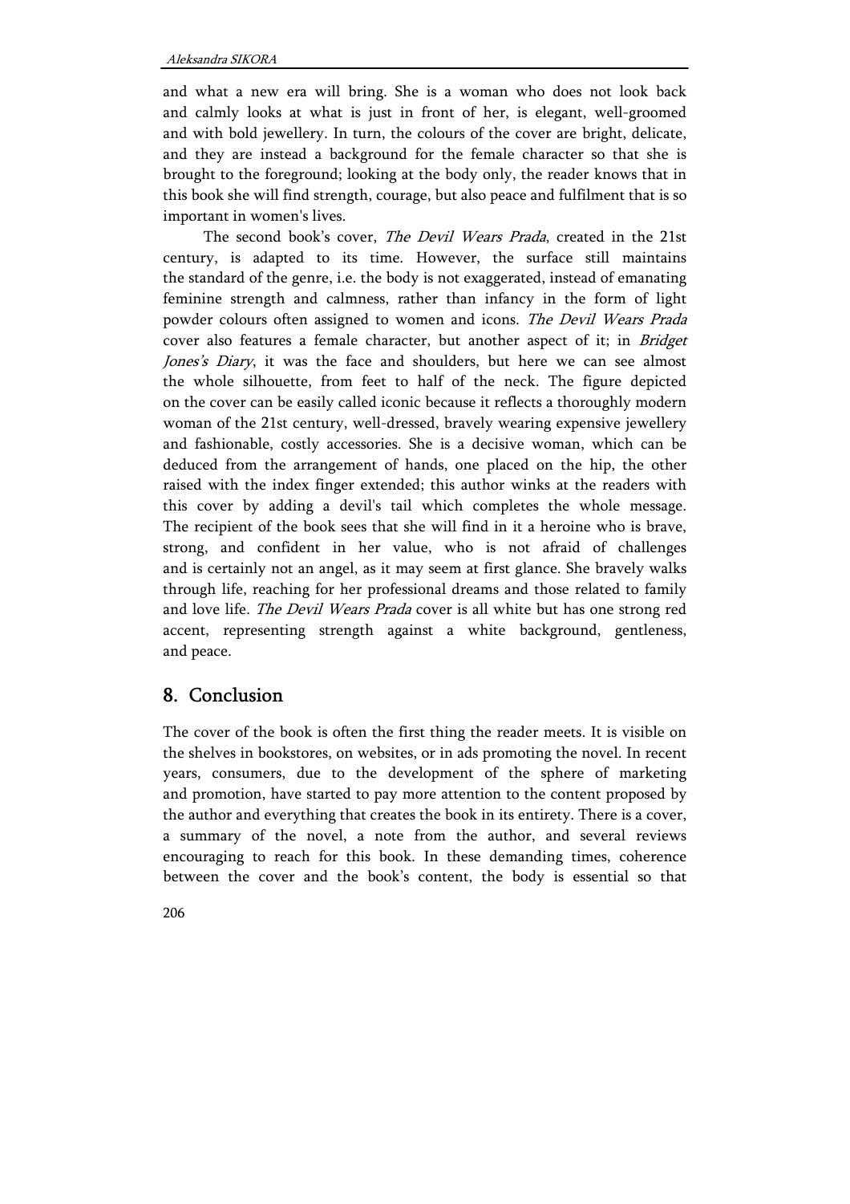and what a new era will bring. She is a woman who does not look back and calmly looks at what is just in front of her, is elegant, well-groomed and with bold jewellery. In turn, the colours of the cover are bright, delicate, and they are instead a background for the female character so that she is brought to the foreground; looking at the body only, the reader knows that in this book she will find strength, courage, but also peace and fulfilment that is so important in women's lives.

The second book's cover, *The Devil Wears Prada*, created in the 21st century, is adapted to its time. However, the surface still maintains the standard of the genre, i.e. the body is not exaggerated, instead of emanating feminine strength and calmness, rather than infancy in the form of light powder colours often assigned to women and icons. *The Devil Wears Prada* cover also features a female character, but another aspect of it; in *Bridget Jones's Diary*, it was the face and shoulders, but here we can see almost the whole silhouette, from feet to half of the neck. The figure depicted on the cover can be easily called iconic because it reflects a thoroughly modern woman of the 21st century, well-dressed, bravely wearing expensive jewellery and fashionable, costly accessories. She is a decisive woman, which can be deduced from the arrangement of hands, one placed on the hip, the other raised with the index finger extended; this author winks at the readers with this cover by adding a devil's tail which completes the whole message. The recipient of the book sees that she will find in it a heroine who is brave, strong, and confident in her value, who is not afraid of challenges and is certainly not an angel, as it may seem at first glance. She bravely walks through life, reaching for her professional dreams and those related to family and love life. *The Devil Wears Prada* cover is all white but has one strong red accent, representing strength against a white background, gentleness, and peace.

## 8. Conclusion

The cover of the book is often the first thing the reader meets. It is visible on the shelves in bookstores, on websites, or in ads promoting the novel. In recent years, consumers, due to the development of the sphere of marketing and promotion, have started to pay more attention to the content proposed by the author and everything that creates the book in its entirety. There is a cover, a summary of the novel, a note from the author, and several reviews encouraging to reach for this book. In these demanding times, coherence between the cover and the book's content, the body is essential so that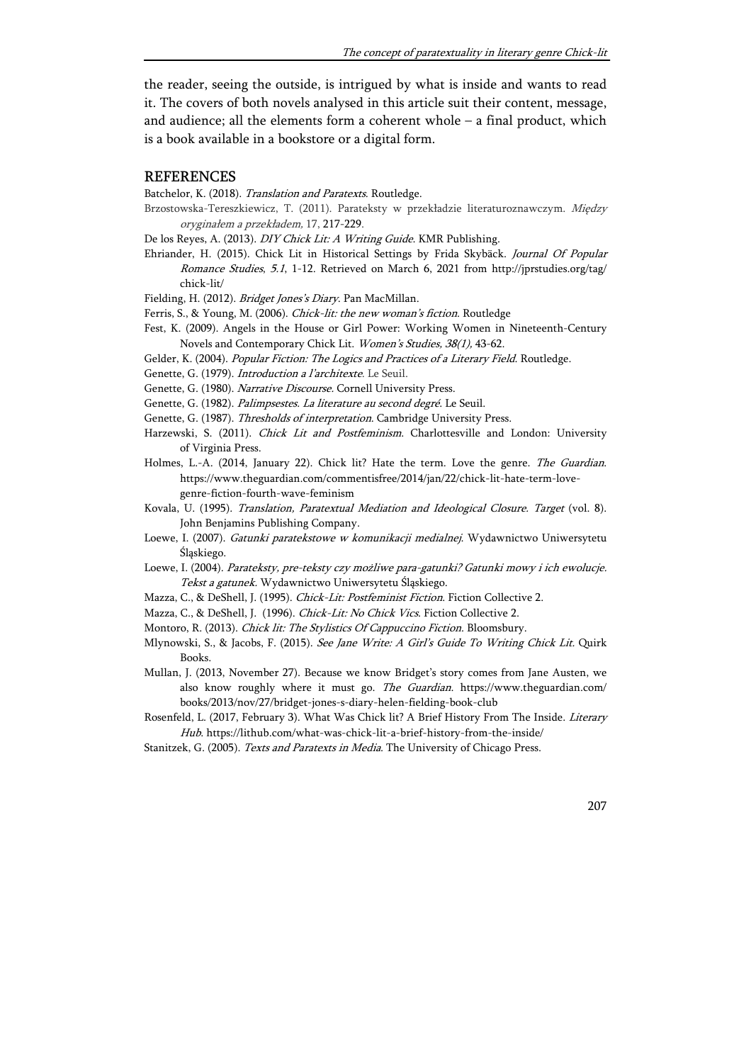the reader, seeing the outside, is intrigued by what is inside and wants to read it. The covers of both novels analysed in this article suit their content, message, and audience; all the elements form a coherent whole – a final product, which is a book available in a bookstore or a digital form.

## REFERENCES

Batchelor, K. (2018). *Translation and Paratexts*. Routledge.

Brzostowska-Tereszkiewicz, T. (2011). Parateksty w przekładzie literaturoznawczym. *Między oryginałem a przekładem*, 17, 217-229.

De los Reyes, A. (2013). *DIY Chick Lit: A Writing Guide*. KMR Publishing.

Ehriander, H. (2015). Chick Lit in Historical Settings by Frida Skybäck. *Journal Of Popular Romance Studies*, *5.1*, 1-12. Retrieved on March 6, 2021 from http://jprstudies.org/tag/chick-lit/

Fielding, H. (2012). *Bridget Jones's Diary*. Pan MacMillan.

Ferris, S., & Young, M. (2006). *Chick-lit: the new woman's fiction*. Routledge

Fest, K. (2009). Angels in the House or Girl Power: Working Women in Nineteenth-Century Novels and Contemporary Chick Lit. *Women's Studies*, *38(1)*, 43-62.

Gelder, K. (2004). *Popular Fiction: The Logics and Practices of a Literary Field*. Routledge.

Genette, G. (1979). *Introduction a l'architexte*. Le Seuil.

Genette, G. (1980). *Narrative Discourse*. Cornell University Press.

Genette, G. (1982). *Palimpsestes. La literature au second degré*. Le Seuil.

Genette, G. (1987). *Thresholds of interpretation*. Cambridge University Press.

Harzewski, S. (2011). *Chick Lit and Postfeminism*. Charlottesville and London: University of Virginia Press.

Holmes, L.-A. (2014, January 22). Chick lit? Hate the term. Love the genre. *The Guardian*. https://www.theguardian.com/commentisfree/2014/jan/22/chick-lit-hate-term-love-genre-fiction-fourth-wave-feminism

Kovala, U. (1995). *Translation, Paratextual Mediation and Ideological Closure*. *Target* (vol. 8). John Benjamins Publishing Company.

Loewe, I. (2007). *Gatunki paratekstowe w komunikacji medialnej*. Wydawnictwo Uniwersytetu Śląskiego.

Loewe, I. (2004). *Parateksty, pre-teksty czy możliwe para-gatunki? Gatunki mowy i ich ewolucje. Tekst a gatunek*. Wydawnictwo Uniwersytetu Śląskiego.

Mazza, C., & DeShell, J. (1995). *Chick-Lit: Postfeminist Fiction*. Fiction Collective 2.

Mazza, C., & DeShell, J. (1996). *Chick-Lit: No Chick Vics*. Fiction Collective 2.

Montoro, R. (2013). *Chick lit: The Stylistics Of Cappuccino Fiction*. Bloomsbury.

Mlynowski, S., & Jacobs, F. (2015). *See Jane Write: A Girl's Guide To Writing Chick Lit*. Quirk Books.

Mullan, J. (2013, November 27). Because we know Bridget's story comes from Jane Austen, we also know roughly where it must go. *The Guardian*. https://www.theguardian.com/books/2013/nov/27/bridget-jones-s-diary-helen-fielding-book-club

Rosenfeld, L. (2017, February 3). What Was Chick lit? A Brief History From The Inside. *Literary Hub*. https://lithub.com/what-was-chick-lit-a-brief-history-from-the-inside/

Stanitzek, G. (2005). *Texts and Paratexts in Media*. The University of Chicago Press.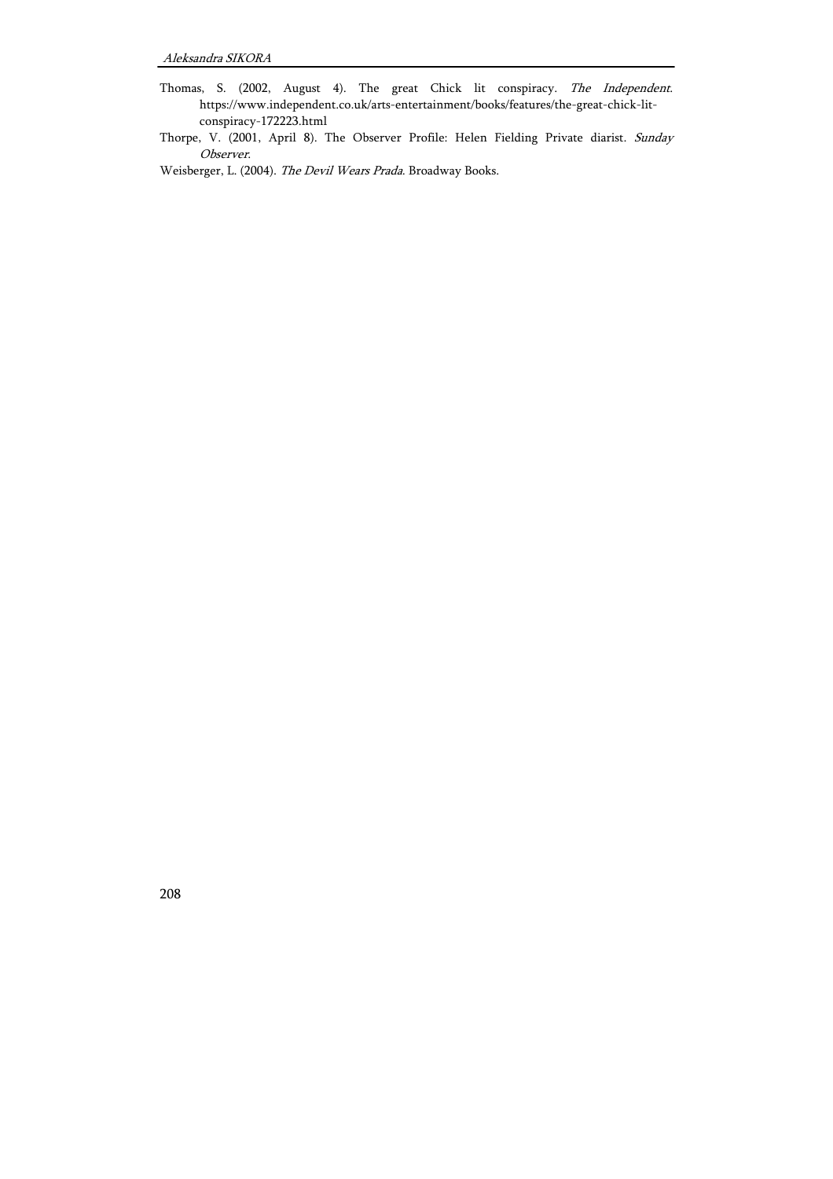Thomas, S. (2002, August 4). The great Chick lit conspiracy. *The Independent*. https://www.independent.co.uk/arts-entertainment/books/features/the-great-chick-lit-conspiracy-172223.html

Thorpe, V. (2001, April 8). The Observer Profile: Helen Fielding Private diarist. *Sunday Observer*.

Weisberger, L. (2004). *The Devil Wears Prada*. Broadway Books.